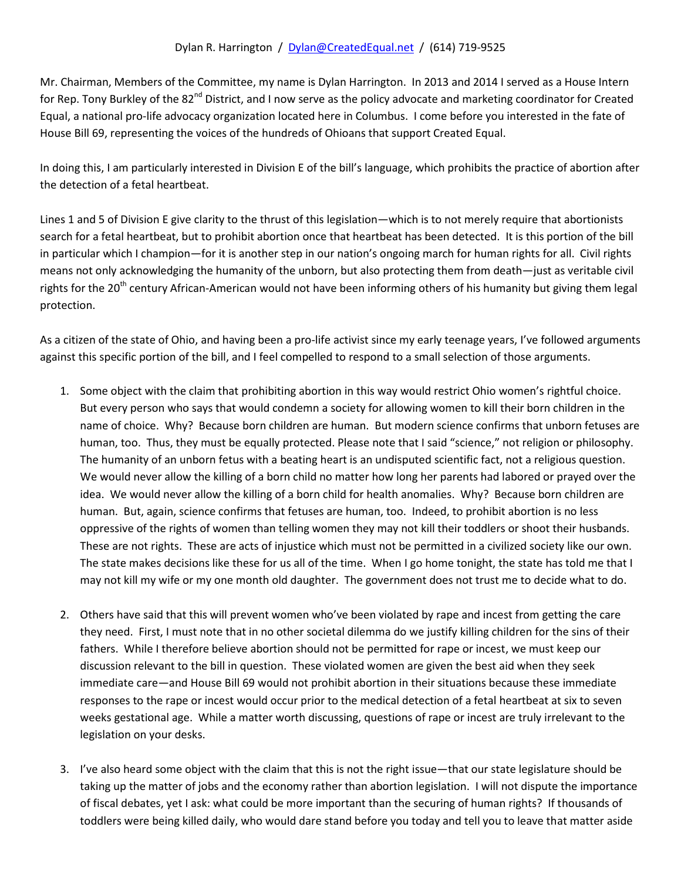Dylan R. Harrington / Dylan@CreatedEqual.net / (614) 719-9525

Mr. Chairman, Members of the Committee, my name is Dylan Harrington. In 2013 and 2014 I served as a House Intern for Rep. Tony Burkley of the 82nd District, and I now serve as the policy advocate and marketing coordinator for Created Equal, a national pro-life advocacy organization located here in Columbus. I come before you interested in the fate of House Bill 69, representing the voices of the hundreds of Ohioans that support Created Equal.

In doing this, I am particularly interested in Division E of the bill's language, which prohibits the practice of abortion after the detection of a fetal heartbeat.

Lines 1 and 5 of Division E give clarity to the thrust of this legislation—which is to not merely require that abortionists search for a fetal heartbeat, but to prohibit abortion once that heartbeat has been detected. It is this portion of the bill in particular which I champion—for it is another step in our nation's ongoing march for human rights for all. Civil rights means not only acknowledging the humanity of the unborn, but also protecting them from death—just as veritable civil rights for the 20th century African-American would not have been informing others of his humanity but giving them legal protection.

As a citizen of the state of Ohio, and having been a pro-life activist since my early teenage years, I've followed arguments against this specific portion of the bill, and I feel compelled to respond to a small selection of those arguments.

1. Some object with the claim that prohibiting abortion in this way would restrict Ohio women's rightful choice. But every person who says that would condemn a society for allowing women to kill their born children in the name of choice. Why? Because born children are human. But modern science confirms that unborn fetuses are human, too. Thus, they must be equally protected. Please note that I said "science," not religion or philosophy. The humanity of an unborn fetus with a beating heart is an undisputed scientific fact, not a religious question. We would never allow the killing of a born child no matter how long her parents had labored or prayed over the idea. We would never allow the killing of a born child for health anomalies. Why? Because born children are human. But, again, science confirms that fetuses are human, too. Indeed, to prohibit abortion is no less oppressive of the rights of women than telling women they may not kill their toddlers or shoot their husbands. These are not rights. These are acts of injustice which must not be permitted in a civilized society like our own. The state makes decisions like these for us all of the time. When I go home tonight, the state has told me that I may not kill my wife or my one month old daughter. The government does not trust me to decide what to do.

2. Others have said that this will prevent women who've been violated by rape and incest from getting the care they need. First, I must note that in no other societal dilemma do we justify killing children for the sins of their fathers. While I therefore believe abortion should not be permitted for rape or incest, we must keep our discussion relevant to the bill in question. These violated women are given the best aid when they seek immediate care—and House Bill 69 would not prohibit abortion in their situations because these immediate responses to the rape or incest would occur prior to the medical detection of a fetal heartbeat at six to seven weeks gestational age. While a matter worth discussing, questions of rape or incest are truly irrelevant to the legislation on your desks.

3. I've also heard some object with the claim that this is not the right issue—that our state legislature should be taking up the matter of jobs and the economy rather than abortion legislation. I will not dispute the importance of fiscal debates, yet I ask: what could be more important than the securing of human rights? If thousands of toddlers were being killed daily, who would dare stand before you today and tell you to leave that matter aside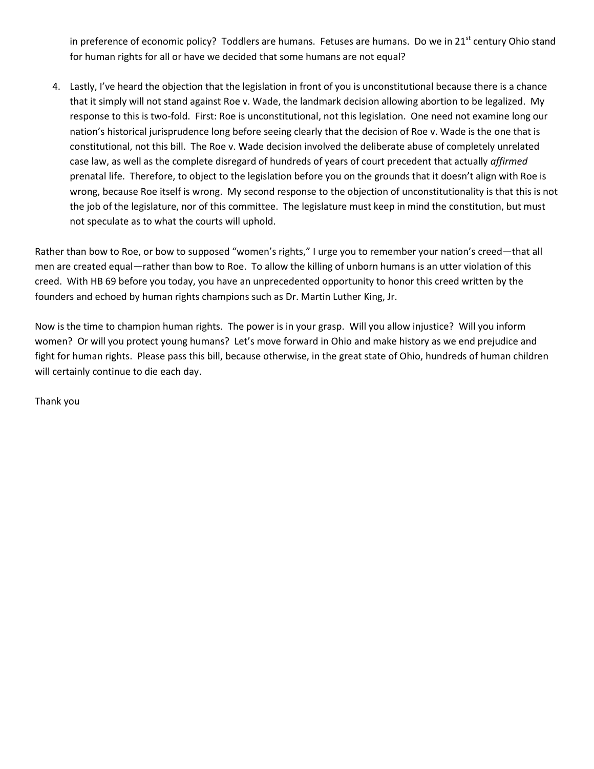in preference of economic policy? Toddlers are humans. Fetuses are humans. Do we in 21st century Ohio stand for human rights for all or have we decided that some humans are not equal?

4. Lastly, I've heard the objection that the legislation in front of you is unconstitutional because there is a chance that it simply will not stand against Roe v. Wade, the landmark decision allowing abortion to be legalized. My response to this is two-fold. First: Roe is unconstitutional, not this legislation. One need not examine long our nation's historical jurisprudence long before seeing clearly that the decision of Roe v. Wade is the one that is constitutional, not this bill. The Roe v. Wade decision involved the deliberate abuse of completely unrelated case law, as well as the complete disregard of hundreds of years of court precedent that actually *affirmed* prenatal life. Therefore, to object to the legislation before you on the grounds that it doesn't align with Roe is wrong, because Roe itself is wrong. My second response to the objection of unconstitutionality is that this is not the job of the legislature, nor of this committee. The legislature must keep in mind the constitution, but must not speculate as to what the courts will uphold.

Rather than bow to Roe, or bow to supposed "women's rights," I urge you to remember your nation's creed—that all men are created equal—rather than bow to Roe. To allow the killing of unborn humans is an utter violation of this creed. With HB 69 before you today, you have an unprecedented opportunity to honor this creed written by the founders and echoed by human rights champions such as Dr. Martin Luther King, Jr.

Now is the time to champion human rights. The power is in your grasp. Will you allow injustice? Will you inform women? Or will you protect young humans? Let's move forward in Ohio and make history as we end prejudice and fight for human rights. Please pass this bill, because otherwise, in the great state of Ohio, hundreds of human children will certainly continue to die each day.

Thank you